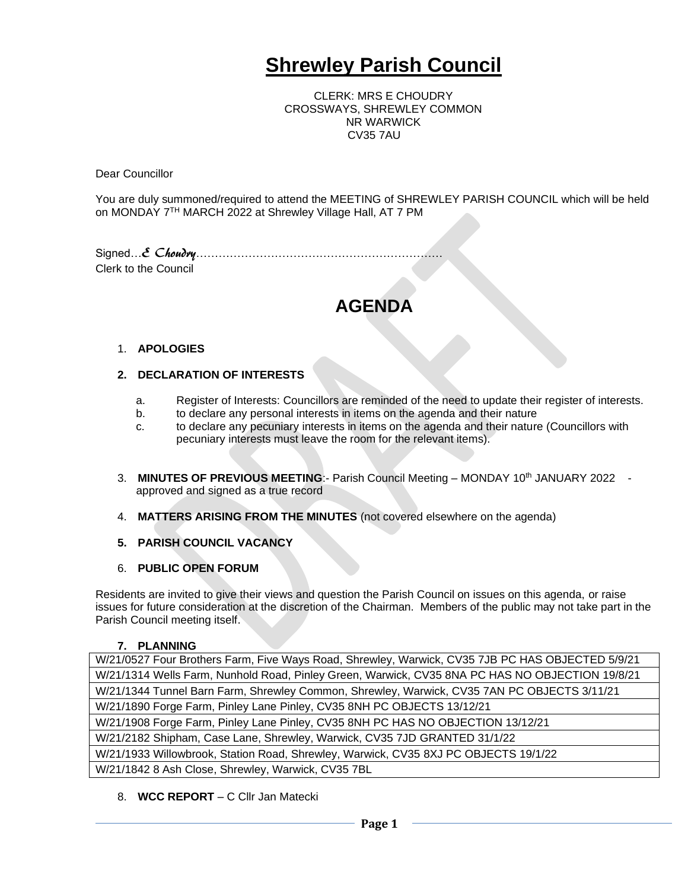# Shrewley Parish Council

CLERK: MRS E CHOUDRY
CROSSWAYS, SHREWLEY COMMON
NR WARWICK
CV35 7AU

Dear Councillor

You are duly summoned/required to attend the MEETING of SHREWLEY PARISH COUNCIL which will be held on MONDAY 7TH MARCH 2022 at Shrewley Village Hall, AT 7 PM

Signed…*E Choudry*………………………………………………………
Clerk to the Council

# AGENDA

1. **APOLOGIES**

2. **DECLARATION OF INTERESTS**

   a. Register of Interests: Councillors are reminded of the need to update their register of interests.
   b. to declare any personal interests in items on the agenda and their nature
   c. to declare any pecuniary interests in items on the agenda and their nature (Councillors with pecuniary interests must leave the room for the relevant items).

3. **MINUTES OF PREVIOUS MEETING**:- Parish Council Meeting – MONDAY 10th JANUARY 2022 - approved and signed as a true record

4. **MATTERS ARISING FROM THE MINUTES** (not covered elsewhere on the agenda)

5. **PARISH COUNCIL VACANCY**

6. **PUBLIC OPEN FORUM**

Residents are invited to give their views and question the Parish Council on issues on this agenda, or raise issues for future consideration at the discretion of the Chairman. Members of the public may not take part in the Parish Council meeting itself.

7. **PLANNING**

| |
|---|
| W/21/0527 Four Brothers Farm, Five Ways Road, Shrewley, Warwick, CV35 7JB PC HAS OBJECTED 5/9/21 |
| W/21/1314 Wells Farm, Nunhold Road, Pinley Green, Warwick, CV35 8NA PC HAS NO OBJECTION 19/8/21 |
| W/21/1344 Tunnel Barn Farm, Shrewley Common, Shrewley, Warwick, CV35 7AN PC OBJECTS 3/11/21 |
| W/21/1890 Forge Farm, Pinley Lane Pinley, CV35 8NH PC OBJECTS 13/12/21 |
| W/21/1908 Forge Farm, Pinley Lane Pinley, CV35 8NH PC HAS NO OBJECTION 13/12/21 |
| W/21/2182 Shipham, Case Lane, Shrewley, Warwick, CV35 7JD GRANTED 31/1/22 |
| W/21/1933 Willowbrook, Station Road, Shrewley, Warwick, CV35 8XJ PC OBJECTS 19/1/22 |
| W/21/1842 8 Ash Close, Shrewley, Warwick, CV35 7BL |

8. **WCC REPORT** – C Cllr Jan Matecki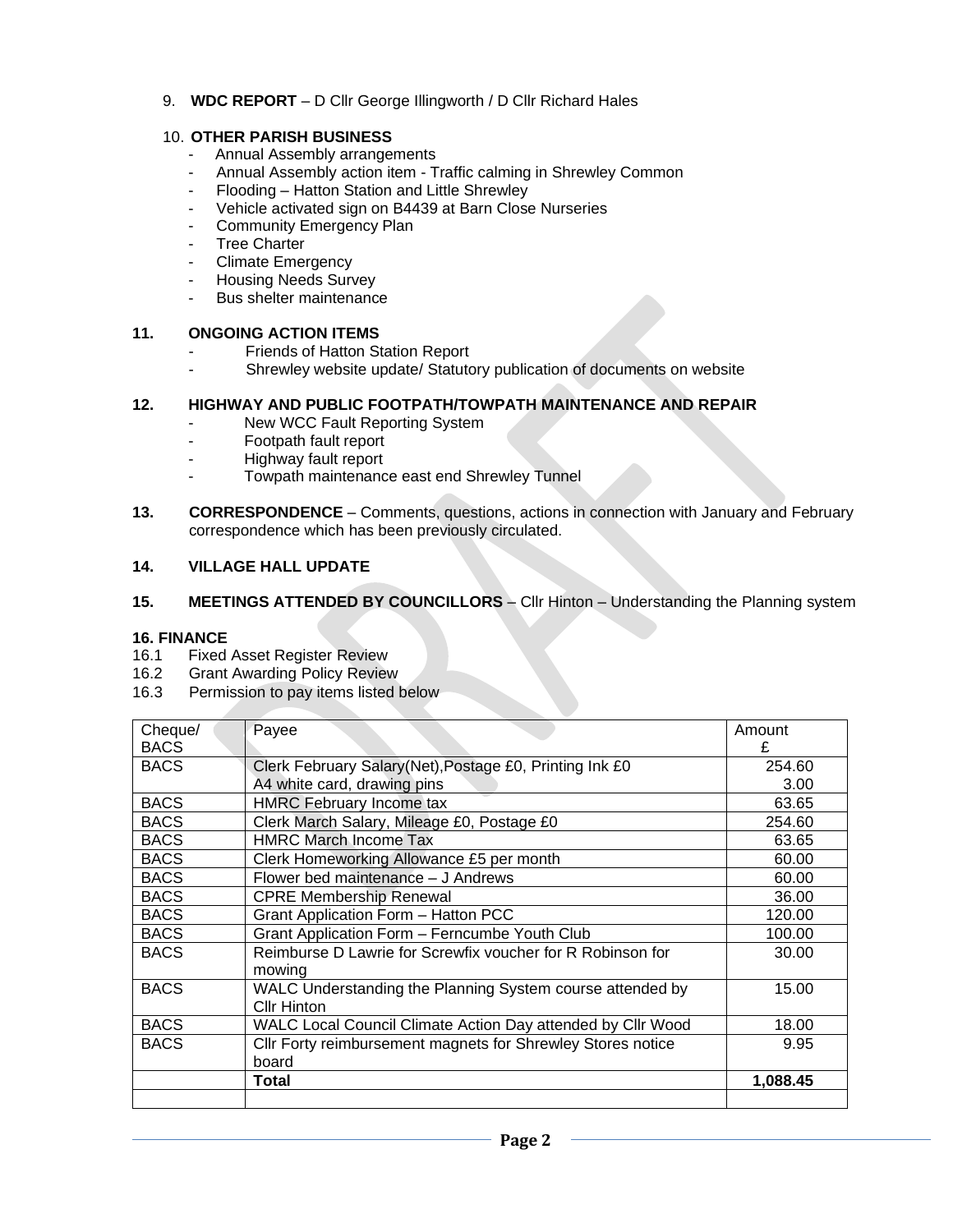9. **WDC REPORT** – D Cllr George Illingworth / D Cllr Richard Hales

10. **OTHER PARISH BUSINESS**
    - Annual Assembly arrangements
    - Annual Assembly action item - Traffic calming in Shrewley Common
    - Flooding – Hatton Station and Little Shrewley
    - Vehicle activated sign on B4439 at Barn Close Nurseries
    - Community Emergency Plan
    - Tree Charter
    - Climate Emergency
    - Housing Needs Survey
    - Bus shelter maintenance

**11. ONGOING ACTION ITEMS**
- Friends of Hatton Station Report
- Shrewley website update/ Statutory publication of documents on website

**12. HIGHWAY AND PUBLIC FOOTPATH/TOWPATH MAINTENANCE AND REPAIR**
- New WCC Fault Reporting System
- Footpath fault report
- Highway fault report
- Towpath maintenance east end Shrewley Tunnel

**13. CORRESPONDENCE** – Comments, questions, actions in connection with January and February correspondence which has been previously circulated.

**14. VILLAGE HALL UPDATE**

**15. MEETINGS ATTENDED BY COUNCILLORS** – Cllr Hinton – Understanding the Planning system

**16. FINANCE**

16.1 Fixed Asset Register Review

16.2 Grant Awarding Policy Review

16.3 Permission to pay items listed below

| Cheque/ BACS | Payee | Amount £ |
|---|---|---|
| BACS | Clerk February Salary(Net),Postage £0, Printing Ink £0<br>A4 white card, drawing pins | 254.60<br>3.00 |
| BACS | HMRC February Income tax | 63.65 |
| BACS | Clerk March Salary, Mileage £0, Postage £0 | 254.60 |
| BACS | HMRC March Income Tax | 63.65 |
| BACS | Clerk Homeworking Allowance £5 per month | 60.00 |
| BACS | Flower bed maintenance – J Andrews | 60.00 |
| BACS | CPRE Membership Renewal | 36.00 |
| BACS | Grant Application Form – Hatton PCC | 120.00 |
| BACS | Grant Application Form – Ferncumbe Youth Club | 100.00 |
| BACS | Reimburse D Lawrie for Screwfix voucher for R Robinson for mowing | 30.00 |
| BACS | WALC Understanding the Planning System course attended by Cllr Hinton | 15.00 |
| BACS | WALC Local Council Climate Action Day attended by Cllr Wood | 18.00 |
| BACS | Cllr Forty reimbursement magnets for Shrewley Stores notice board | 9.95 |
| | **Total** | **1,088.45** |
| | | |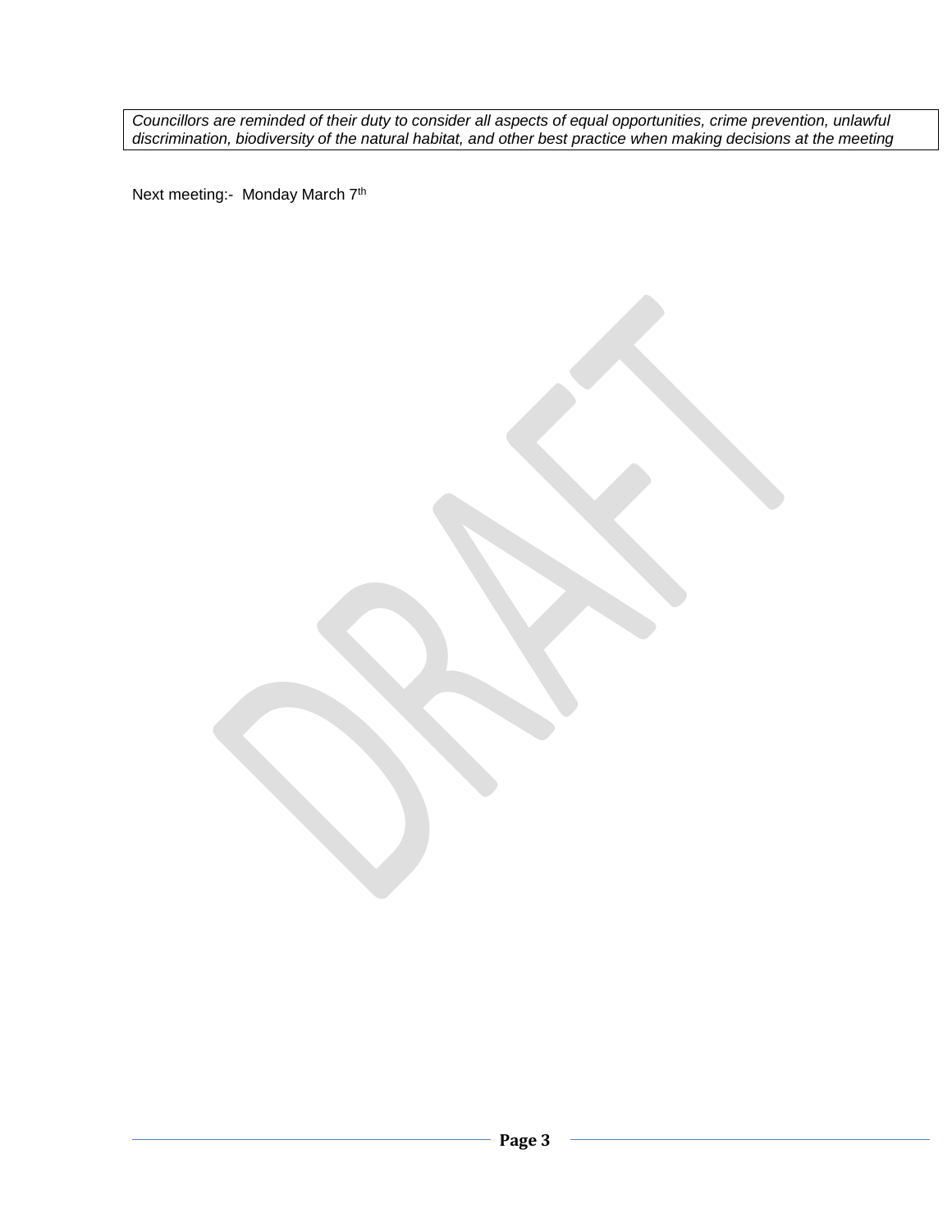*Councillors are reminded of their duty to consider all aspects of equal opportunities, crime prevention, unlawful discrimination, biodiversity of the natural habitat, and other best practice when making decisions at the meeting*

Next meeting:- Monday March 7th